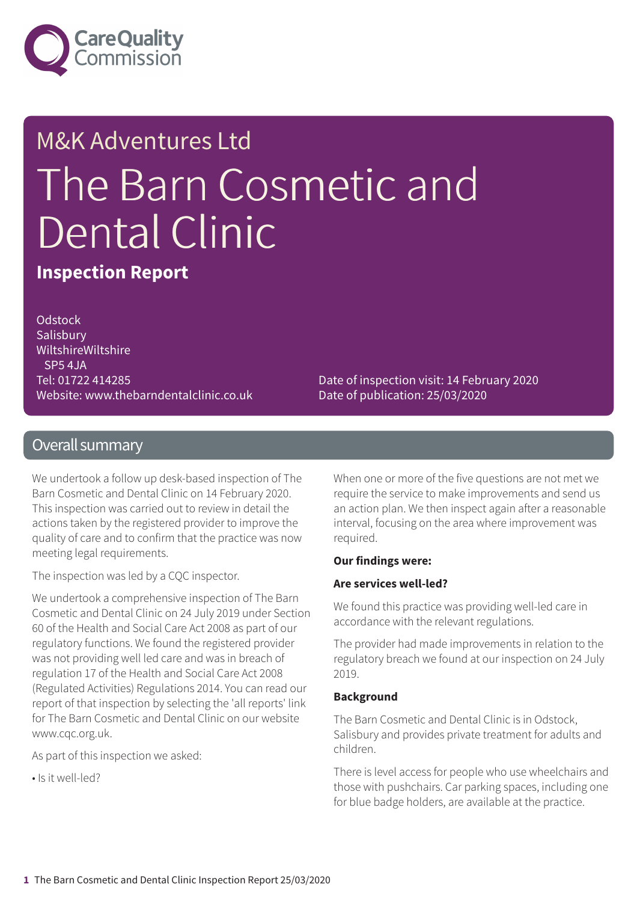Care Quality Commission

# M&K Adventures Ltd

# The Barn Cosmetic and Dental Clinic

## Inspection Report

Odstock
Salisbury
WiltshireWiltshire
SP5 4JA
Tel: 01722 414285
Website: www.thebarndentalclinic.co.uk

Date of inspection visit: 14 February 2020
Date of publication: 25/03/2020

## Overall summary

We undertook a follow up desk-based inspection of The Barn Cosmetic and Dental Clinic on 14 February 2020. This inspection was carried out to review in detail the actions taken by the registered provider to improve the quality of care and to confirm that the practice was now meeting legal requirements.

The inspection was led by a CQC inspector.

We undertook a comprehensive inspection of The Barn Cosmetic and Dental Clinic on 24 July 2019 under Section 60 of the Health and Social Care Act 2008 as part of our regulatory functions. We found the registered provider was not providing well led care and was in breach of regulation 17 of the Health and Social Care Act 2008 (Regulated Activities) Regulations 2014. You can read our report of that inspection by selecting the 'all reports' link for The Barn Cosmetic and Dental Clinic on our website www.cqc.org.uk.

As part of this inspection we asked:

- Is it well-led?

When one or more of the five questions are not met we require the service to make improvements and send us an action plan. We then inspect again after a reasonable interval, focusing on the area where improvement was required.

**Our findings were:**

**Are services well-led?**

We found this practice was providing well-led care in accordance with the relevant regulations.

The provider had made improvements in relation to the regulatory breach we found at our inspection on 24 July 2019.

**Background**

The Barn Cosmetic and Dental Clinic is in Odstock, Salisbury and provides private treatment for adults and children.

There is level access for people who use wheelchairs and those with pushchairs. Car parking spaces, including one for blue badge holders, are available at the practice.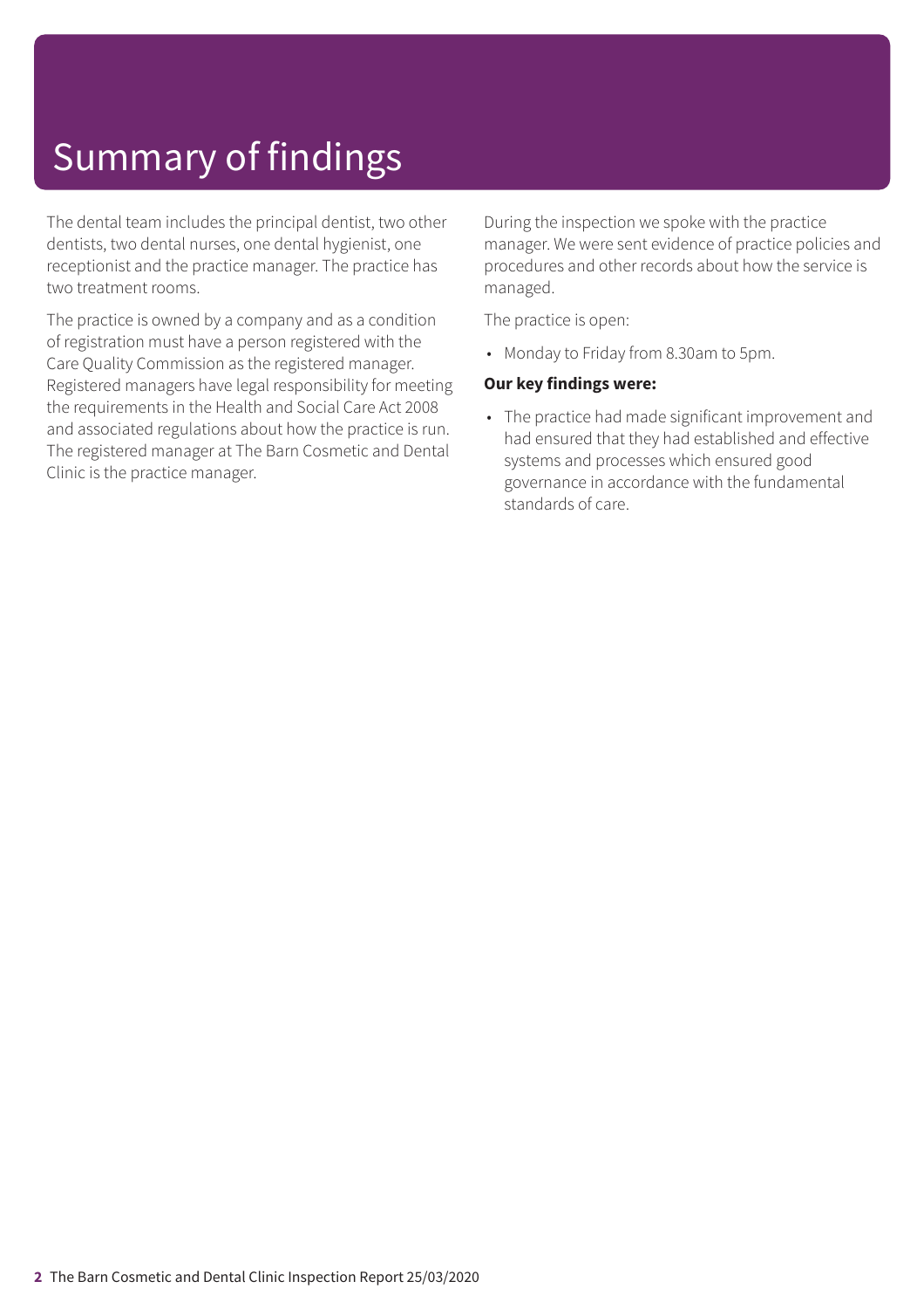# Summary of findings

The dental team includes the principal dentist, two other dentists, two dental nurses, one dental hygienist, one receptionist and the practice manager. The practice has two treatment rooms.

The practice is owned by a company and as a condition of registration must have a person registered with the Care Quality Commission as the registered manager. Registered managers have legal responsibility for meeting the requirements in the Health and Social Care Act 2008 and associated regulations about how the practice is run. The registered manager at The Barn Cosmetic and Dental Clinic is the practice manager.

During the inspection we spoke with the practice manager. We were sent evidence of practice policies and procedures and other records about how the service is managed.

The practice is open:

- Monday to Friday from 8.30am to 5pm.

**Our key findings were:**

- The practice had made significant improvement and had ensured that they had established and effective systems and processes which ensured good governance in accordance with the fundamental standards of care.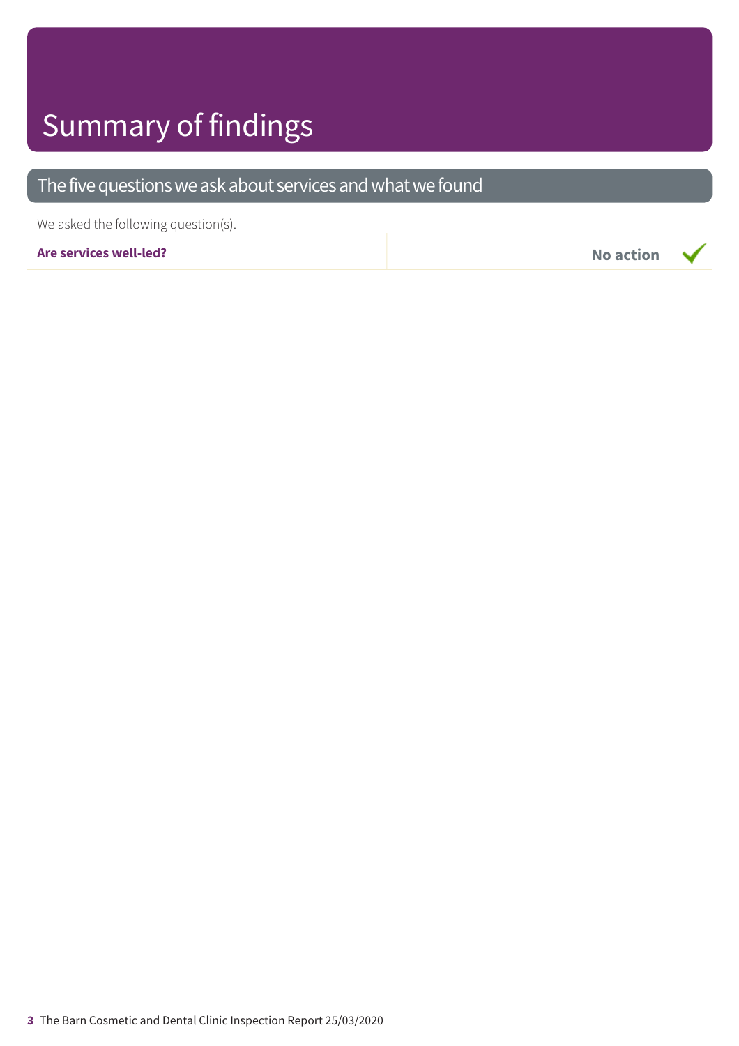# Summary of findings

## The five questions we ask about services and what we found

We asked the following question(s).

| | |
|---|---|
| **Are services well-led?** | **No action** ✓ |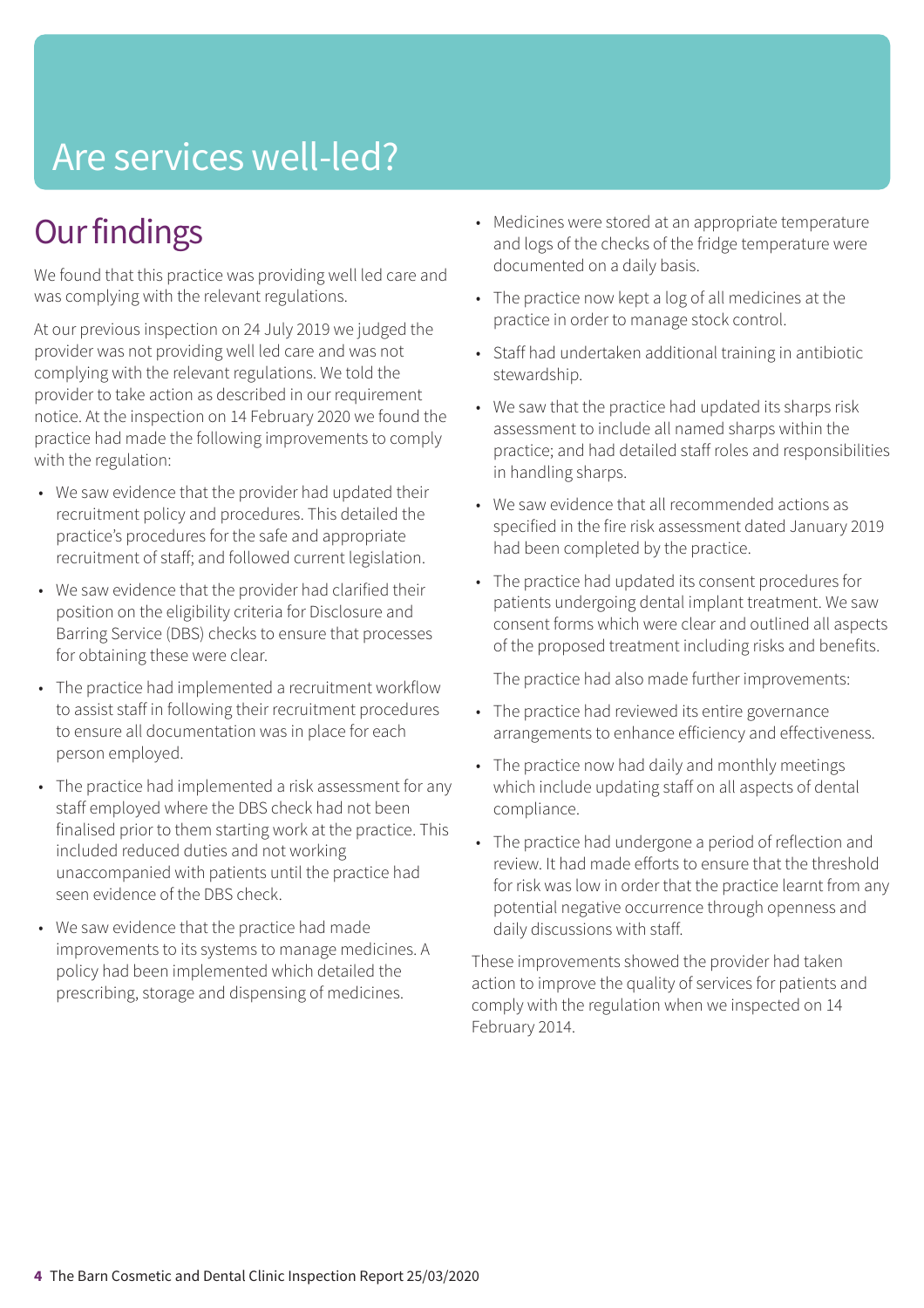# Are services well-led?

## Our findings

We found that this practice was providing well led care and was complying with the relevant regulations.

At our previous inspection on 24 July 2019 we judged the provider was not providing well led care and was not complying with the relevant regulations. We told the provider to take action as described in our requirement notice. At the inspection on 14 February 2020 we found the practice had made the following improvements to comply with the regulation:

- We saw evidence that the provider had updated their recruitment policy and procedures. This detailed the practice's procedures for the safe and appropriate recruitment of staff; and followed current legislation.
- We saw evidence that the provider had clarified their position on the eligibility criteria for Disclosure and Barring Service (DBS) checks to ensure that processes for obtaining these were clear.
- The practice had implemented a recruitment workflow to assist staff in following their recruitment procedures to ensure all documentation was in place for each person employed.
- The practice had implemented a risk assessment for any staff employed where the DBS check had not been finalised prior to them starting work at the practice. This included reduced duties and not working unaccompanied with patients until the practice had seen evidence of the DBS check.
- We saw evidence that the practice had made improvements to its systems to manage medicines. A policy had been implemented which detailed the prescribing, storage and dispensing of medicines.
- Medicines were stored at an appropriate temperature and logs of the checks of the fridge temperature were documented on a daily basis.
- The practice now kept a log of all medicines at the practice in order to manage stock control.
- Staff had undertaken additional training in antibiotic stewardship.
- We saw that the practice had updated its sharps risk assessment to include all named sharps within the practice; and had detailed staff roles and responsibilities in handling sharps.
- We saw evidence that all recommended actions as specified in the fire risk assessment dated January 2019 had been completed by the practice.
- The practice had updated its consent procedures for patients undergoing dental implant treatment. We saw consent forms which were clear and outlined all aspects of the proposed treatment including risks and benefits.

The practice had also made further improvements:

- The practice had reviewed its entire governance arrangements to enhance efficiency and effectiveness.
- The practice now had daily and monthly meetings which include updating staff on all aspects of dental compliance.
- The practice had undergone a period of reflection and review. It had made efforts to ensure that the threshold for risk was low in order that the practice learnt from any potential negative occurrence through openness and daily discussions with staff.

These improvements showed the provider had taken action to improve the quality of services for patients and comply with the regulation when we inspected on 14 February 2014.